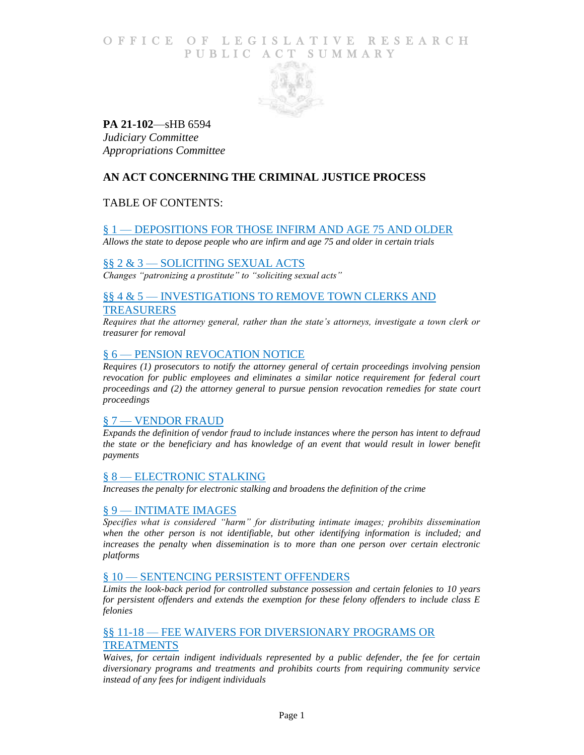# OFFICE OF LEGISLATIVE RESEARCH PUBLIC ACT SUMMARY

**PA 21-102**—sHB 6594
*Judiciary Committee*
*Appropriations Committee*

## AN ACT CONCERNING THE CRIMINAL JUSTICE PROCESS

TABLE OF CONTENTS:

§ 1 — DEPOSITIONS FOR THOSE INFIRM AND AGE 75 AND OLDER
*Allows the state to depose people who are infirm and age 75 and older in certain trials*

§§ 2 & 3 — SOLICITING SEXUAL ACTS
*Changes "patronizing a prostitute" to "soliciting sexual acts"*

§§ 4 & 5 — INVESTIGATIONS TO REMOVE TOWN CLERKS AND TREASURERS
*Requires that the attorney general, rather than the state's attorneys, investigate a town clerk or treasurer for removal*

§ 6 — PENSION REVOCATION NOTICE
*Requires (1) prosecutors to notify the attorney general of certain proceedings involving pension revocation for public employees and eliminates a similar notice requirement for federal court proceedings and (2) the attorney general to pursue pension revocation remedies for state court proceedings*

§ 7 — VENDOR FRAUD
*Expands the definition of vendor fraud to include instances where the person has intent to defraud the state or the beneficiary and has knowledge of an event that would result in lower benefit payments*

§ 8 — ELECTRONIC STALKING
*Increases the penalty for electronic stalking and broadens the definition of the crime*

§ 9 — INTIMATE IMAGES
*Specifies what is considered "harm" for distributing intimate images; prohibits dissemination when the other person is not identifiable, but other identifying information is included; and increases the penalty when dissemination is to more than one person over certain electronic platforms*

§ 10 — SENTENCING PERSISTENT OFFENDERS
*Limits the look-back period for controlled substance possession and certain felonies to 10 years for persistent offenders and extends the exemption for these felony offenders to include class E felonies*

§§ 11-18 — FEE WAIVERS FOR DIVERSIONARY PROGRAMS OR TREATMENTS
*Waives, for certain indigent individuals represented by a public defender, the fee for certain diversionary programs and treatments and prohibits courts from requiring community service instead of any fees for indigent individuals*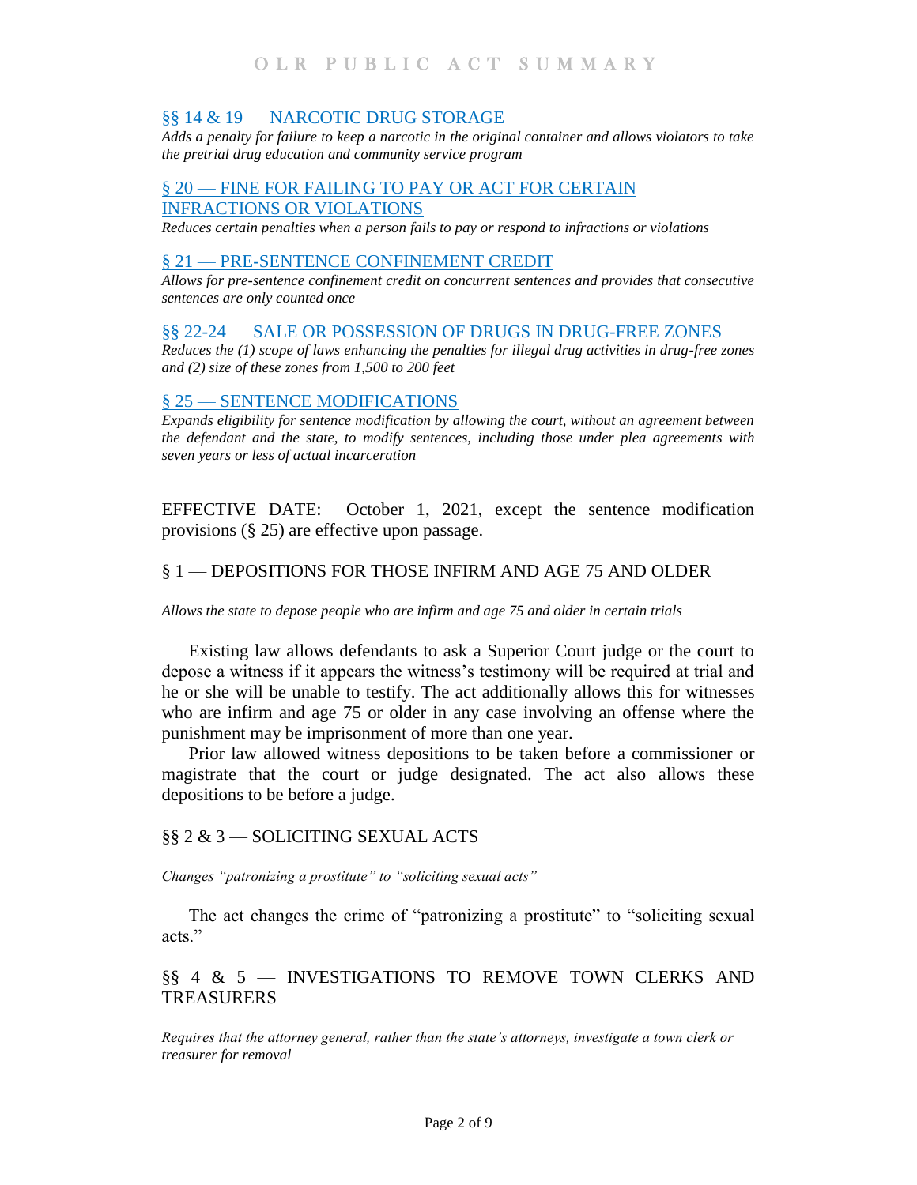[§§ 14 & 19 — NARCOTIC DRUG STORAGE]

*Adds a penalty for failure to keep a narcotic in the original container and allows violators to take the pretrial drug education and community service program*

[§ 20 — FINE FOR FAILING TO PAY OR ACT FOR CERTAIN INFRACTIONS OR VIOLATIONS]

*Reduces certain penalties when a person fails to pay or respond to infractions or violations*

[§ 21 — PRE-SENTENCE CONFINEMENT CREDIT]

*Allows for pre-sentence confinement credit on concurrent sentences and provides that consecutive sentences are only counted once*

[§§ 22-24 — SALE OR POSSESSION OF DRUGS IN DRUG-FREE ZONES]

*Reduces the (1) scope of laws enhancing the penalties for illegal drug activities in drug-free zones and (2) size of these zones from 1,500 to 200 feet*

[§ 25 — SENTENCE MODIFICATIONS]

*Expands eligibility for sentence modification by allowing the court, without an agreement between the defendant and the state, to modify sentences, including those under plea agreements with seven years or less of actual incarceration*

EFFECTIVE DATE: October 1, 2021, except the sentence modification provisions (§ 25) are effective upon passage.

## § 1 — DEPOSITIONS FOR THOSE INFIRM AND AGE 75 AND OLDER

*Allows the state to depose people who are infirm and age 75 and older in certain trials*

Existing law allows defendants to ask a Superior Court judge or the court to depose a witness if it appears the witness's testimony will be required at trial and he or she will be unable to testify. The act additionally allows this for witnesses who are infirm and age 75 or older in any case involving an offense where the punishment may be imprisonment of more than one year.

Prior law allowed witness depositions to be taken before a commissioner or magistrate that the court or judge designated. The act also allows these depositions to be before a judge.

## §§ 2 & 3 — SOLICITING SEXUAL ACTS

*Changes "patronizing a prostitute" to "soliciting sexual acts"*

The act changes the crime of "patronizing a prostitute" to "soliciting sexual acts."

## §§ 4 & 5 — INVESTIGATIONS TO REMOVE TOWN CLERKS AND TREASURERS

*Requires that the attorney general, rather than the state's attorneys, investigate a town clerk or treasurer for removal*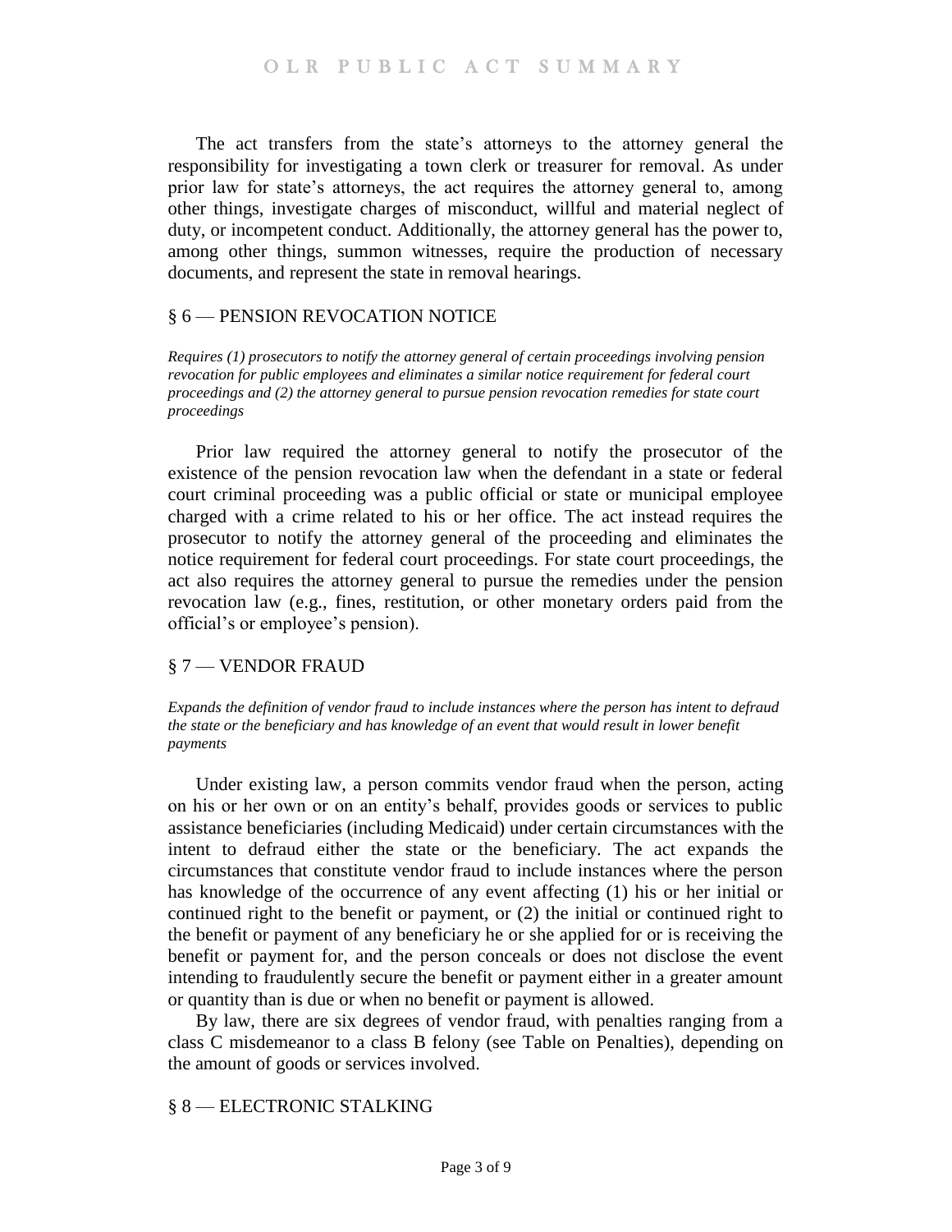The act transfers from the state's attorneys to the attorney general the responsibility for investigating a town clerk or treasurer for removal. As under prior law for state's attorneys, the act requires the attorney general to, among other things, investigate charges of misconduct, willful and material neglect of duty, or incompetent conduct. Additionally, the attorney general has the power to, among other things, summon witnesses, require the production of necessary documents, and represent the state in removal hearings.

## § 6 — PENSION REVOCATION NOTICE

*Requires (1) prosecutors to notify the attorney general of certain proceedings involving pension revocation for public employees and eliminates a similar notice requirement for federal court proceedings and (2) the attorney general to pursue pension revocation remedies for state court proceedings*

Prior law required the attorney general to notify the prosecutor of the existence of the pension revocation law when the defendant in a state or federal court criminal proceeding was a public official or state or municipal employee charged with a crime related to his or her office. The act instead requires the prosecutor to notify the attorney general of the proceeding and eliminates the notice requirement for federal court proceedings. For state court proceedings, the act also requires the attorney general to pursue the remedies under the pension revocation law (e.g., fines, restitution, or other monetary orders paid from the official's or employee's pension).

## § 7 — VENDOR FRAUD

*Expands the definition of vendor fraud to include instances where the person has intent to defraud the state or the beneficiary and has knowledge of an event that would result in lower benefit payments*

Under existing law, a person commits vendor fraud when the person, acting on his or her own or on an entity's behalf, provides goods or services to public assistance beneficiaries (including Medicaid) under certain circumstances with the intent to defraud either the state or the beneficiary. The act expands the circumstances that constitute vendor fraud to include instances where the person has knowledge of the occurrence of any event affecting (1) his or her initial or continued right to the benefit or payment, or (2) the initial or continued right to the benefit or payment of any beneficiary he or she applied for or is receiving the benefit or payment for, and the person conceals or does not disclose the event intending to fraudulently secure the benefit or payment either in a greater amount or quantity than is due or when no benefit or payment is allowed.

By law, there are six degrees of vendor fraud, with penalties ranging from a class C misdemeanor to a class B felony (see Table on Penalties), depending on the amount of goods or services involved.

## § 8 — ELECTRONIC STALKING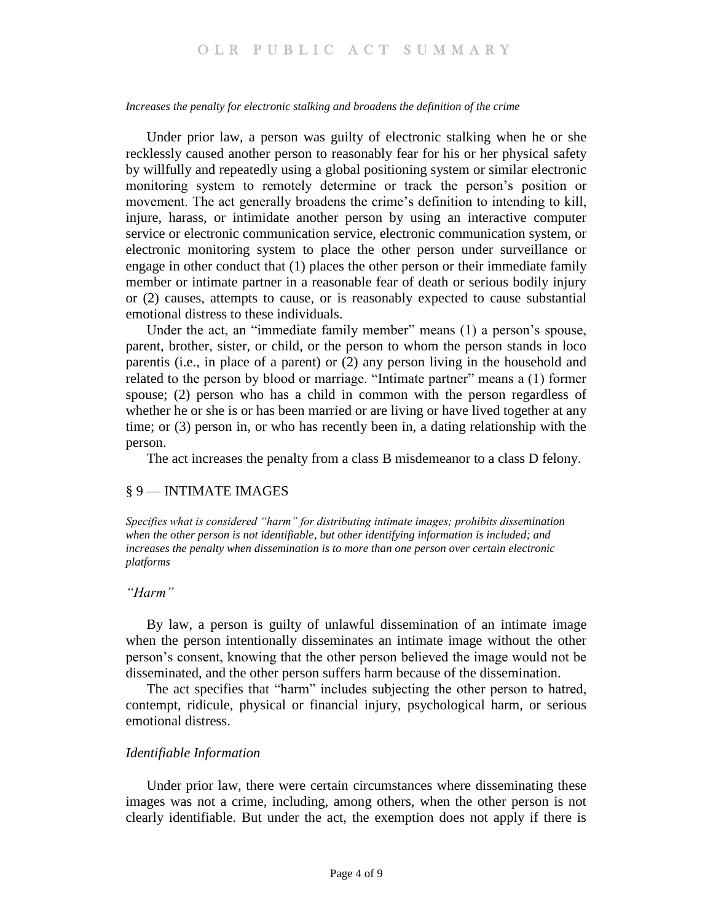*Increases the penalty for electronic stalking and broadens the definition of the crime*

Under prior law, a person was guilty of electronic stalking when he or she recklessly caused another person to reasonably fear for his or her physical safety by willfully and repeatedly using a global positioning system or similar electronic monitoring system to remotely determine or track the person's position or movement. The act generally broadens the crime's definition to intending to kill, injure, harass, or intimidate another person by using an interactive computer service or electronic communication service, electronic communication system, or electronic monitoring system to place the other person under surveillance or engage in other conduct that (1) places the other person or their immediate family member or intimate partner in a reasonable fear of death or serious bodily injury or (2) causes, attempts to cause, or is reasonably expected to cause substantial emotional distress to these individuals.

Under the act, an "immediate family member" means (1) a person's spouse, parent, brother, sister, or child, or the person to whom the person stands in loco parentis (i.e., in place of a parent) or (2) any person living in the household and related to the person by blood or marriage. "Intimate partner" means a (1) former spouse; (2) person who has a child in common with the person regardless of whether he or she is or has been married or are living or have lived together at any time; or (3) person in, or who has recently been in, a dating relationship with the person.

The act increases the penalty from a class B misdemeanor to a class D felony.

## § 9 — INTIMATE IMAGES

*Specifies what is considered "harm" for distributing intimate images; prohibits dissemination when the other person is not identifiable, but other identifying information is included; and increases the penalty when dissemination is to more than one person over certain electronic platforms*

### *"Harm"*

By law, a person is guilty of unlawful dissemination of an intimate image when the person intentionally disseminates an intimate image without the other person's consent, knowing that the other person believed the image would not be disseminated, and the other person suffers harm because of the dissemination.

The act specifies that "harm" includes subjecting the other person to hatred, contempt, ridicule, physical or financial injury, psychological harm, or serious emotional distress.

### *Identifiable Information*

Under prior law, there were certain circumstances where disseminating these images was not a crime, including, among others, when the other person is not clearly identifiable. But under the act, the exemption does not apply if there is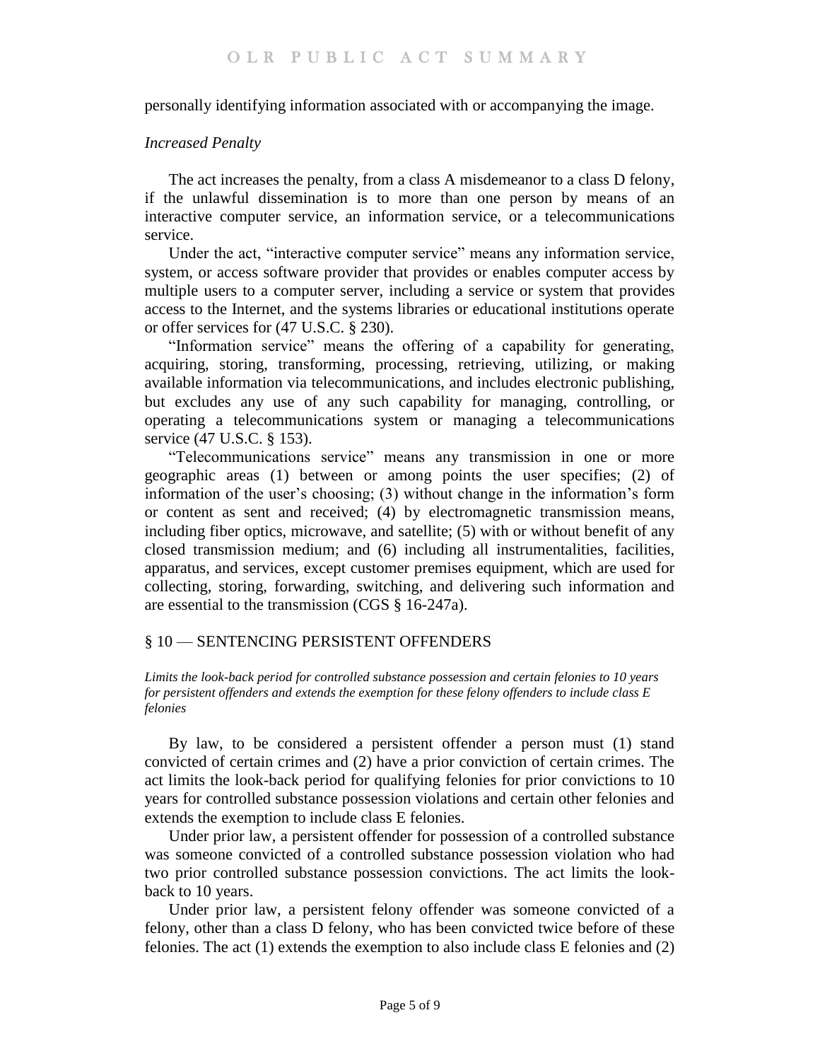personally identifying information associated with or accompanying the image.

*Increased Penalty*

The act increases the penalty, from a class A misdemeanor to a class D felony, if the unlawful dissemination is to more than one person by means of an interactive computer service, an information service, or a telecommunications service.

Under the act, "interactive computer service" means any information service, system, or access software provider that provides or enables computer access by multiple users to a computer server, including a service or system that provides access to the Internet, and the systems libraries or educational institutions operate or offer services for (47 U.S.C. § 230).

"Information service" means the offering of a capability for generating, acquiring, storing, transforming, processing, retrieving, utilizing, or making available information via telecommunications, and includes electronic publishing, but excludes any use of any such capability for managing, controlling, or operating a telecommunications system or managing a telecommunications service (47 U.S.C. § 153).

"Telecommunications service" means any transmission in one or more geographic areas (1) between or among points the user specifies; (2) of information of the user's choosing; (3) without change in the information's form or content as sent and received; (4) by electromagnetic transmission means, including fiber optics, microwave, and satellite; (5) with or without benefit of any closed transmission medium; and (6) including all instrumentalities, facilities, apparatus, and services, except customer premises equipment, which are used for collecting, storing, forwarding, switching, and delivering such information and are essential to the transmission (CGS § 16-247a).

## § 10 — SENTENCING PERSISTENT OFFENDERS

*Limits the look-back period for controlled substance possession and certain felonies to 10 years for persistent offenders and extends the exemption for these felony offenders to include class E felonies*

By law, to be considered a persistent offender a person must (1) stand convicted of certain crimes and (2) have a prior conviction of certain crimes. The act limits the look-back period for qualifying felonies for prior convictions to 10 years for controlled substance possession violations and certain other felonies and extends the exemption to include class E felonies.

Under prior law, a persistent offender for possession of a controlled substance was someone convicted of a controlled substance possession violation who had two prior controlled substance possession convictions. The act limits the look-back to 10 years.

Under prior law, a persistent felony offender was someone convicted of a felony, other than a class D felony, who has been convicted twice before of these felonies. The act (1) extends the exemption to also include class E felonies and (2)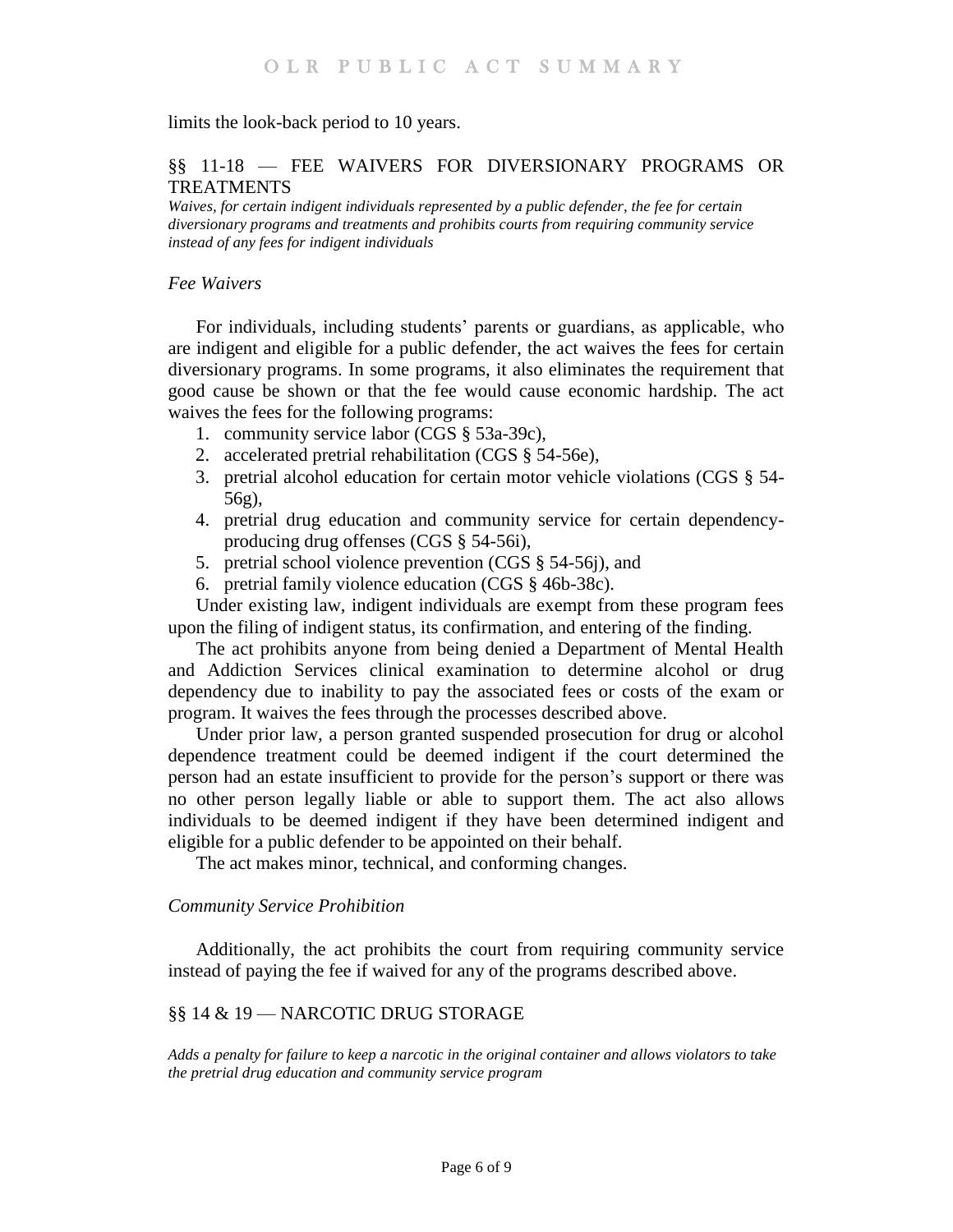limits the look-back period to 10 years.

## §§ 11-18 — FEE WAIVERS FOR DIVERSIONARY PROGRAMS OR TREATMENTS

*Waives, for certain indigent individuals represented by a public defender, the fee for certain diversionary programs and treatments and prohibits courts from requiring community service instead of any fees for indigent individuals*

### *Fee Waivers*

For individuals, including students' parents or guardians, as applicable, who are indigent and eligible for a public defender, the act waives the fees for certain diversionary programs. In some programs, it also eliminates the requirement that good cause be shown or that the fee would cause economic hardship. The act waives the fees for the following programs:

1. community service labor (CGS § 53a-39c),
2. accelerated pretrial rehabilitation (CGS § 54-56e),
3. pretrial alcohol education for certain motor vehicle violations (CGS § 54-56g),
4. pretrial drug education and community service for certain dependency-producing drug offenses (CGS § 54-56i),
5. pretrial school violence prevention (CGS § 54-56j), and
6. pretrial family violence education (CGS § 46b-38c).

Under existing law, indigent individuals are exempt from these program fees upon the filing of indigent status, its confirmation, and entering of the finding.

The act prohibits anyone from being denied a Department of Mental Health and Addiction Services clinical examination to determine alcohol or drug dependency due to inability to pay the associated fees or costs of the exam or program. It waives the fees through the processes described above.

Under prior law, a person granted suspended prosecution for drug or alcohol dependence treatment could be deemed indigent if the court determined the person had an estate insufficient to provide for the person's support or there was no other person legally liable or able to support them. The act also allows individuals to be deemed indigent if they have been determined indigent and eligible for a public defender to be appointed on their behalf.

The act makes minor, technical, and conforming changes.

### *Community Service Prohibition*

Additionally, the act prohibits the court from requiring community service instead of paying the fee if waived for any of the programs described above.

## §§ 14 & 19 — NARCOTIC DRUG STORAGE

*Adds a penalty for failure to keep a narcotic in the original container and allows violators to take the pretrial drug education and community service program*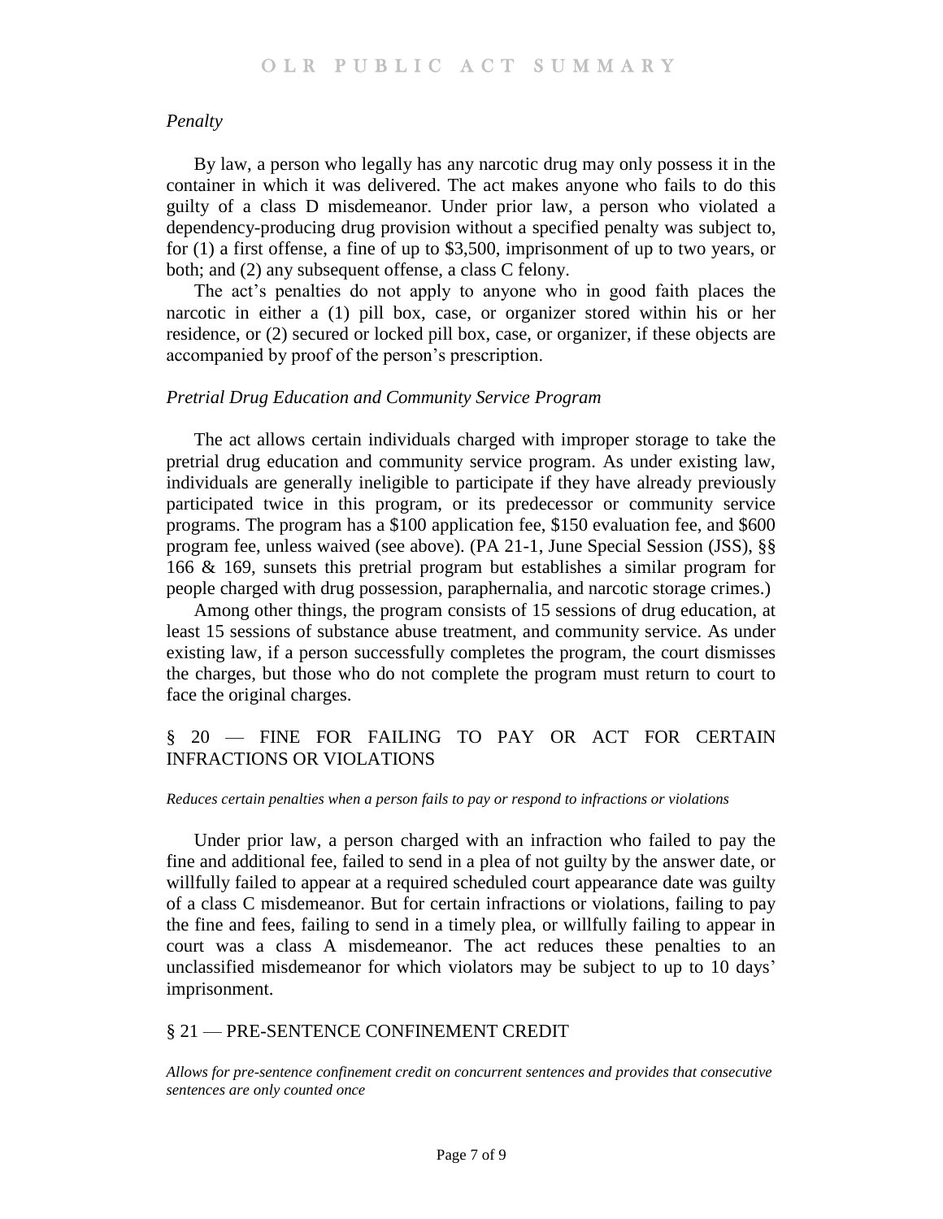### *Penalty*

By law, a person who legally has any narcotic drug may only possess it in the container in which it was delivered. The act makes anyone who fails to do this guilty of a class D misdemeanor. Under prior law, a person who violated a dependency-producing drug provision without a specified penalty was subject to, for (1) a first offense, a fine of up to $3,500, imprisonment of up to two years, or both; and (2) any subsequent offense, a class C felony.

The act's penalties do not apply to anyone who in good faith places the narcotic in either a (1) pill box, case, or organizer stored within his or her residence, or (2) secured or locked pill box, case, or organizer, if these objects are accompanied by proof of the person's prescription.

### *Pretrial Drug Education and Community Service Program*

The act allows certain individuals charged with improper storage to take the pretrial drug education and community service program. As under existing law, individuals are generally ineligible to participate if they have already previously participated twice in this program, or its predecessor or community service programs. The program has a $100 application fee, $150 evaluation fee, and $600 program fee, unless waived (see above). (PA 21-1, June Special Session (JSS), §§ 166 & 169, sunsets this pretrial program but establishes a similar program for people charged with drug possession, paraphernalia, and narcotic storage crimes.)

Among other things, the program consists of 15 sessions of drug education, at least 15 sessions of substance abuse treatment, and community service. As under existing law, if a person successfully completes the program, the court dismisses the charges, but those who do not complete the program must return to court to face the original charges.

## § 20 — FINE FOR FAILING TO PAY OR ACT FOR CERTAIN INFRACTIONS OR VIOLATIONS

*Reduces certain penalties when a person fails to pay or respond to infractions or violations*

Under prior law, a person charged with an infraction who failed to pay the fine and additional fee, failed to send in a plea of not guilty by the answer date, or willfully failed to appear at a required scheduled court appearance date was guilty of a class C misdemeanor. But for certain infractions or violations, failing to pay the fine and fees, failing to send in a timely plea, or willfully failing to appear in court was a class A misdemeanor. The act reduces these penalties to an unclassified misdemeanor for which violators may be subject to up to 10 days' imprisonment.

## § 21 — PRE-SENTENCE CONFINEMENT CREDIT

*Allows for pre-sentence confinement credit on concurrent sentences and provides that consecutive sentences are only counted once*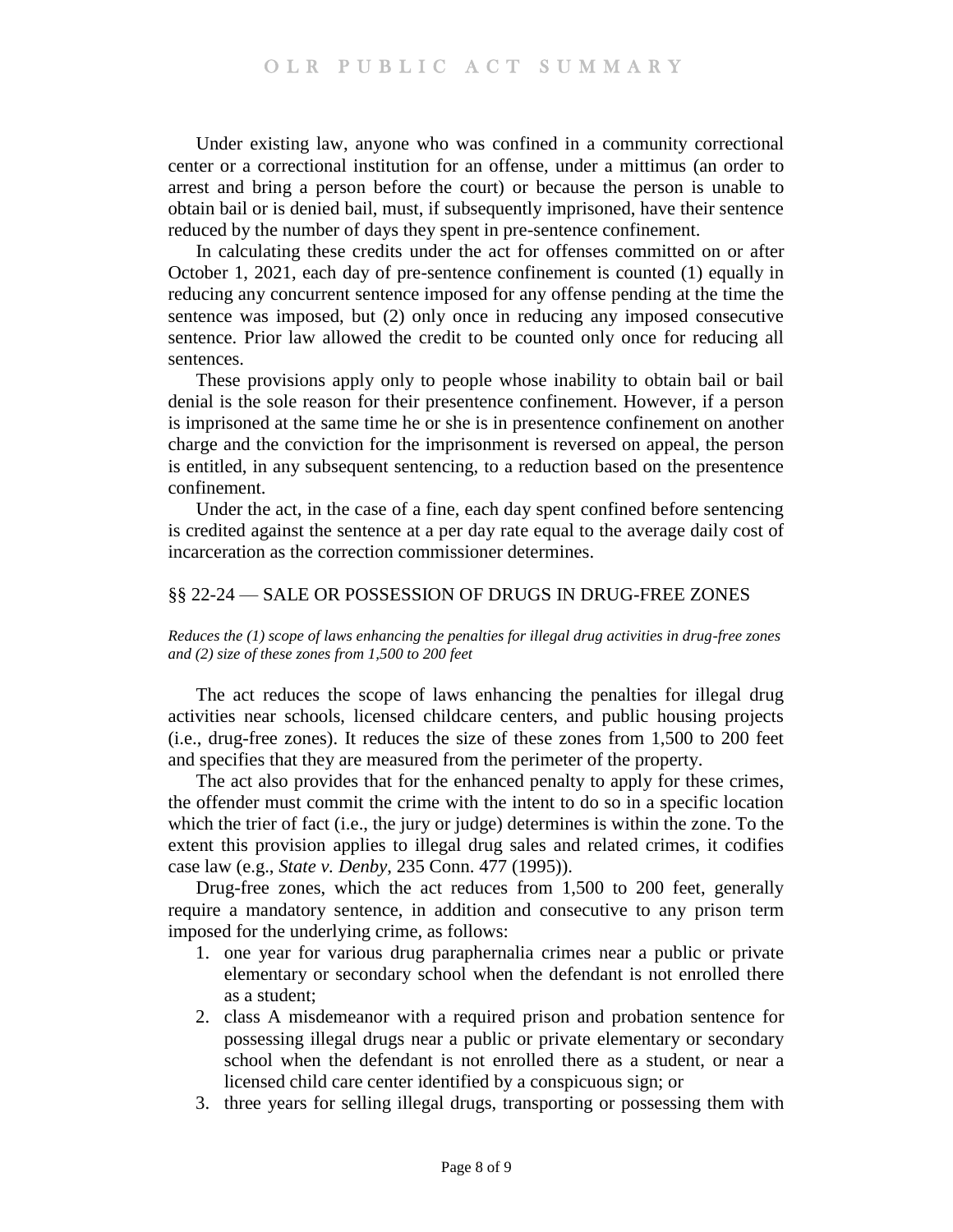Under existing law, anyone who was confined in a community correctional center or a correctional institution for an offense, under a mittimus (an order to arrest and bring a person before the court) or because the person is unable to obtain bail or is denied bail, must, if subsequently imprisoned, have their sentence reduced by the number of days they spent in pre-sentence confinement.

In calculating these credits under the act for offenses committed on or after October 1, 2021, each day of pre-sentence confinement is counted (1) equally in reducing any concurrent sentence imposed for any offense pending at the time the sentence was imposed, but (2) only once in reducing any imposed consecutive sentence. Prior law allowed the credit to be counted only once for reducing all sentences.

These provisions apply only to people whose inability to obtain bail or bail denial is the sole reason for their presentence confinement. However, if a person is imprisoned at the same time he or she is in presentence confinement on another charge and the conviction for the imprisonment is reversed on appeal, the person is entitled, in any subsequent sentencing, to a reduction based on the presentence confinement.

Under the act, in the case of a fine, each day spent confined before sentencing is credited against the sentence at a per day rate equal to the average daily cost of incarceration as the correction commissioner determines.

## §§ 22-24 — SALE OR POSSESSION OF DRUGS IN DRUG-FREE ZONES

*Reduces the (1) scope of laws enhancing the penalties for illegal drug activities in drug-free zones and (2) size of these zones from 1,500 to 200 feet*

The act reduces the scope of laws enhancing the penalties for illegal drug activities near schools, licensed childcare centers, and public housing projects (i.e., drug-free zones). It reduces the size of these zones from 1,500 to 200 feet and specifies that they are measured from the perimeter of the property.

The act also provides that for the enhanced penalty to apply for these crimes, the offender must commit the crime with the intent to do so in a specific location which the trier of fact (i.e., the jury or judge) determines is within the zone. To the extent this provision applies to illegal drug sales and related crimes, it codifies case law (e.g., *State v. Denby*, 235 Conn. 477 (1995)).

Drug-free zones, which the act reduces from 1,500 to 200 feet, generally require a mandatory sentence, in addition and consecutive to any prison term imposed for the underlying crime, as follows:

1. one year for various drug paraphernalia crimes near a public or private elementary or secondary school when the defendant is not enrolled there as a student;
2. class A misdemeanor with a required prison and probation sentence for possessing illegal drugs near a public or private elementary or secondary school when the defendant is not enrolled there as a student, or near a licensed child care center identified by a conspicuous sign; or
3. three years for selling illegal drugs, transporting or possessing them with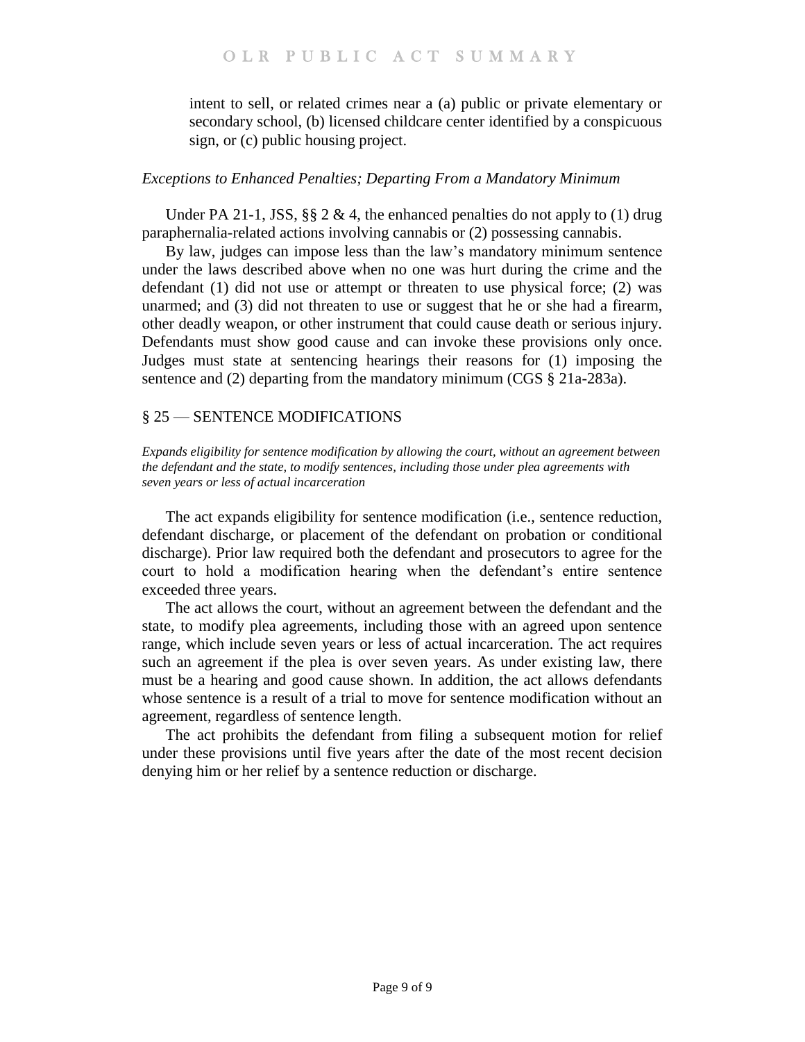intent to sell, or related crimes near a (a) public or private elementary or secondary school, (b) licensed childcare center identified by a conspicuous sign, or (c) public housing project.

*Exceptions to Enhanced Penalties; Departing From a Mandatory Minimum*

Under PA 21-1, JSS, §§ 2 & 4, the enhanced penalties do not apply to (1) drug paraphernalia-related actions involving cannabis or (2) possessing cannabis.

By law, judges can impose less than the law's mandatory minimum sentence under the laws described above when no one was hurt during the crime and the defendant (1) did not use or attempt or threaten to use physical force; (2) was unarmed; and (3) did not threaten to use or suggest that he or she had a firearm, other deadly weapon, or other instrument that could cause death or serious injury. Defendants must show good cause and can invoke these provisions only once. Judges must state at sentencing hearings their reasons for (1) imposing the sentence and (2) departing from the mandatory minimum (CGS § 21a-283a).

## § 25 — SENTENCE MODIFICATIONS

*Expands eligibility for sentence modification by allowing the court, without an agreement between the defendant and the state, to modify sentences, including those under plea agreements with seven years or less of actual incarceration*

The act expands eligibility for sentence modification (i.e., sentence reduction, defendant discharge, or placement of the defendant on probation or conditional discharge). Prior law required both the defendant and prosecutors to agree for the court to hold a modification hearing when the defendant's entire sentence exceeded three years.

The act allows the court, without an agreement between the defendant and the state, to modify plea agreements, including those with an agreed upon sentence range, which include seven years or less of actual incarceration. The act requires such an agreement if the plea is over seven years. As under existing law, there must be a hearing and good cause shown. In addition, the act allows defendants whose sentence is a result of a trial to move for sentence modification without an agreement, regardless of sentence length.

The act prohibits the defendant from filing a subsequent motion for relief under these provisions until five years after the date of the most recent decision denying him or her relief by a sentence reduction or discharge.